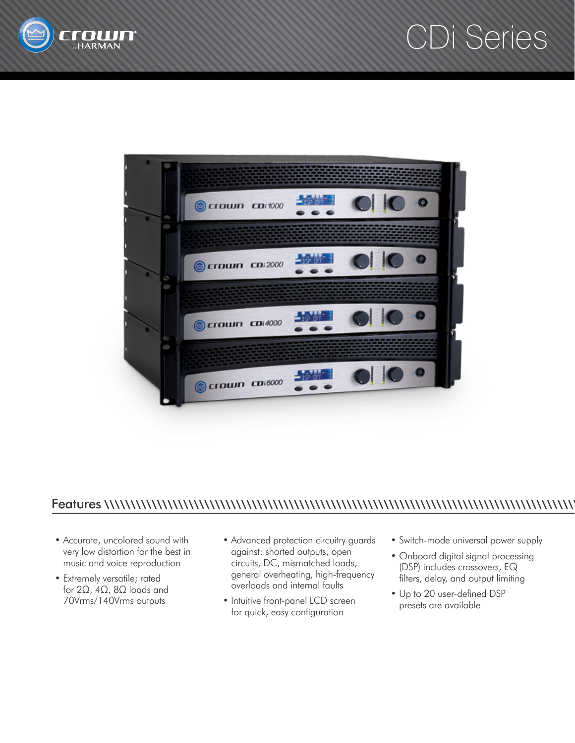# CDi Series

## Features

- Accurate, uncolored sound with very low distortion for the best in music and voice reproduction
- Extremely versatile; rated for 2Ω, 4Ω, 8Ω loads and 70Vrms/140Vrms outputs
- Advanced protection circuitry guards against: shorted outputs, open circuits, DC, mismatched loads, general overheating, high-frequency overloads and internal faults
- Intuitive front-panel LCD screen for quick, easy configuration
- Switch-mode universal power supply
- Onboard digital signal processing (DSP) includes crossovers, EQ filters, delay, and output limiting
- Up to 20 user-defined DSP presets are available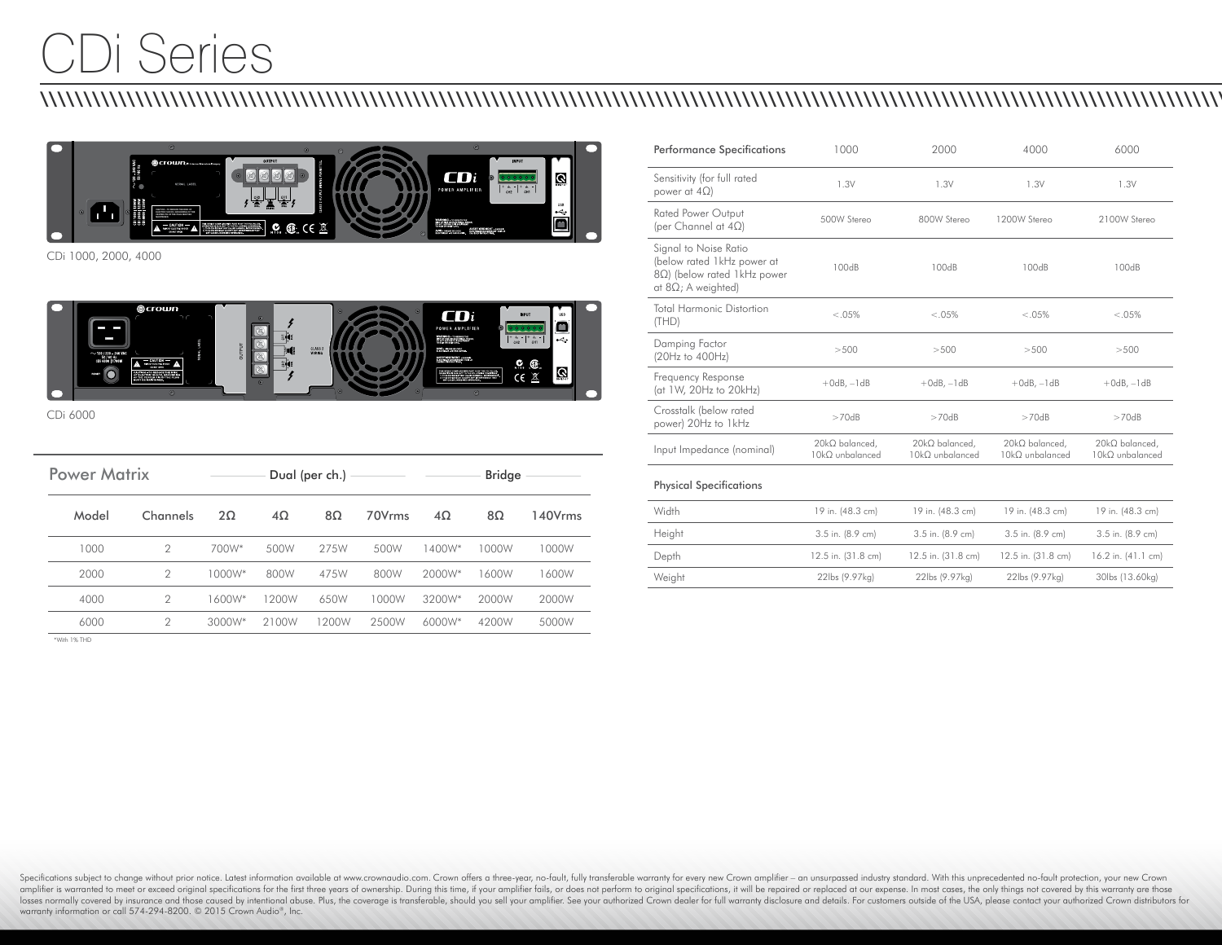# CDi Series

CDi 1000, 2000, 4000

CDi 6000

## Power Matrix

| | | Dual (per ch.) | | | | Bridge | | |
|---|---|---|---|---|---|---|---|---|
| Model | Channels | 2Ω | 4Ω | 8Ω | 70Vrms | 4Ω | 8Ω | 140Vrms |
| 1000 | 2 | 700W* | 500W | 275W | 500W | 1400W* | 1000W | 1000W |
| 2000 | 2 | 1000W* | 800W | 475W | 800W | 2000W* | 1600W | 1600W |
| 4000 | 2 | 1600W* | 1200W | 650W | 1000W | 3200W* | 2000W | 2000W |
| 6000 | 2 | 3000W* | 2100W | 1200W | 2500W | 6000W* | 4200W | 5000W |

*With 1% THD

| Performance Specifications | 1000 | 2000 | 4000 | 6000 |
|---|---|---|---|---|
| Sensitivity (for full rated power at 4Ω) | 1.3V | 1.3V | 1.3V | 1.3V |
| Rated Power Output (per Channel at 4Ω) | 500W Stereo | 800W Stereo | 1200W Stereo | 2100W Stereo |
| Signal to Noise Ratio (below rated 1kHz power at 8Ω) (below rated 1kHz power at 8Ω; A weighted) | 100dB | 100dB | 100dB | 100dB |
| Total Harmonic Distortion (THD) | <.05% | <.05% | <.05% | <.05% |
| Damping Factor (20Hz to 400Hz) | >500 | >500 | >500 | >500 |
| Frequency Response (at 1W, 20Hz to 20kHz) | +0dB, –1dB | +0dB, –1dB | +0dB, –1dB | +0dB, –1dB |
| Crosstalk (below rated power) 20Hz to 1kHz | >70dB | >70dB | >70dB | >70dB |
| Input Impedance (nominal) | 20kΩ balanced, 10kΩ unbalanced | 20kΩ balanced, 10kΩ unbalanced | 20kΩ balanced, 10kΩ unbalanced | 20kΩ balanced, 10kΩ unbalanced |

| Physical Specifications | | | | |
|---|---|---|---|---|
| Width | 19 in. (48.3 cm) | 19 in. (48.3 cm) | 19 in. (48.3 cm) | 19 in. (48.3 cm) |
| Height | 3.5 in. (8.9 cm) | 3.5 in. (8.9 cm) | 3.5 in. (8.9 cm) | 3.5 in. (8.9 cm) |
| Depth | 12.5 in. (31.8 cm) | 12.5 in. (31.8 cm) | 12.5 in. (31.8 cm) | 16.2 in. (41.1 cm) |
| Weight | 22lbs (9.97kg) | 22lbs (9.97kg) | 22lbs (9.97kg) | 30lbs (13.60kg) |

Specifications subject to change without prior notice. Latest information available at www.crownaudio.com. Crown offers a three-year, no-fault, fully transferable warranty for every new Crown amplifier – an unsurpassed industry standard. With this unprecedented no-fault protection, your new Crown amplifier is warranted to meet or exceed original specifications for the first three years of ownership. During this time, if your amplifier fails, or does not perform to original specifications, it will be repaired or replaced at our expense. In most cases, the only things not covered by this warranty are those losses normally covered by insurance and those caused by intentional abuse. Plus, the coverage is transferable, should you sell your amplifier. See your authorized Crown dealer for full warranty disclosure and details. For customers outside of the USA, please contact your authorized Crown distributors for warranty information or call 574-294-8200. © 2015 Crown Audio®, Inc.